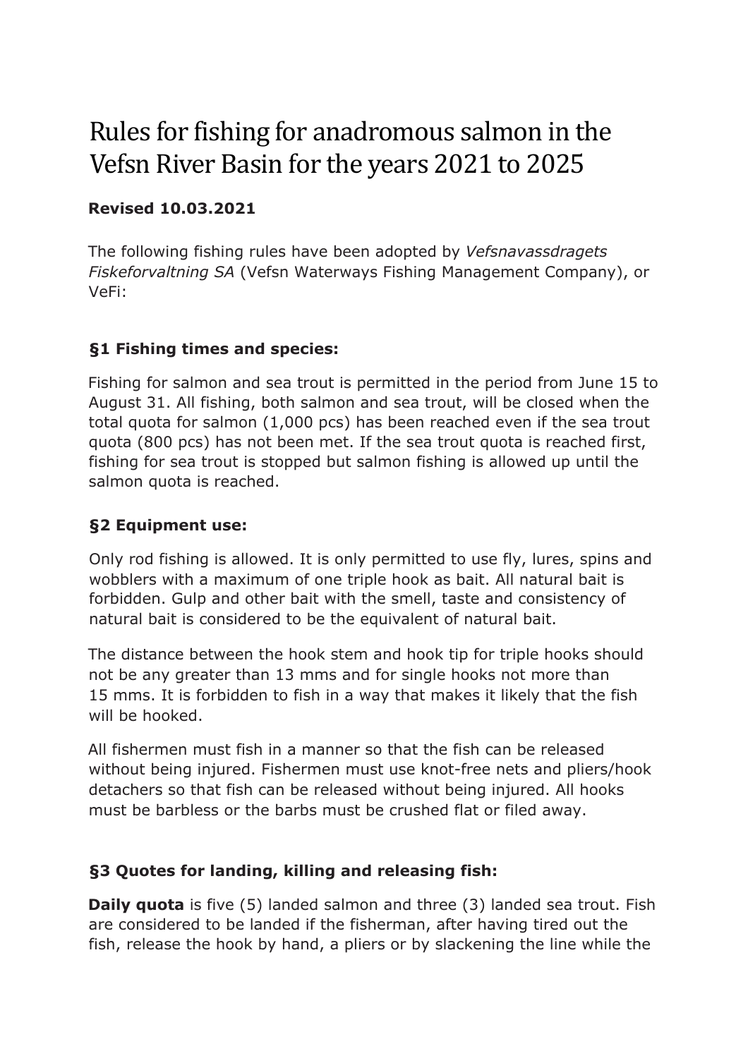# Rules for fishing for anadromous salmon in the Vefsn River Basin for the years 2021 to 2025

**Revised 10.03.2021**

The following fishing rules have been adopted by *Vefsnavassdragets Fiskeforvaltning SA* (Vefsn Waterways Fishing Management Company), or VeFi:

### §1 Fishing times and species:

Fishing for salmon and sea trout is permitted in the period from June 15 to August 31. All fishing, both salmon and sea trout, will be closed when the total quota for salmon (1,000 pcs) has been reached even if the sea trout quota (800 pcs) has not been met. If the sea trout quota is reached first, fishing for sea trout is stopped but salmon fishing is allowed up until the salmon quota is reached.

### §2 Equipment use:

Only rod fishing is allowed. It is only permitted to use fly, lures, spins and wobblers with a maximum of one triple hook as bait. All natural bait is forbidden. Gulp and other bait with the smell, taste and consistency of natural bait is considered to be the equivalent of natural bait.

The distance between the hook stem and hook tip for triple hooks should not be any greater than 13 mms and for single hooks not more than 15 mms. It is forbidden to fish in a way that makes it likely that the fish will be hooked.

All fishermen must fish in a manner so that the fish can be released without being injured. Fishermen must use knot-free nets and pliers/hook detachers so that fish can be released without being injured. All hooks must be barbless or the barbs must be crushed flat or filed away.

### §3 Quotes for landing, killing and releasing fish:

**Daily quota** is five (5) landed salmon and three (3) landed sea trout. Fish are considered to be landed if the fisherman, after having tired out the fish, release the hook by hand, a pliers or by slackening the line while the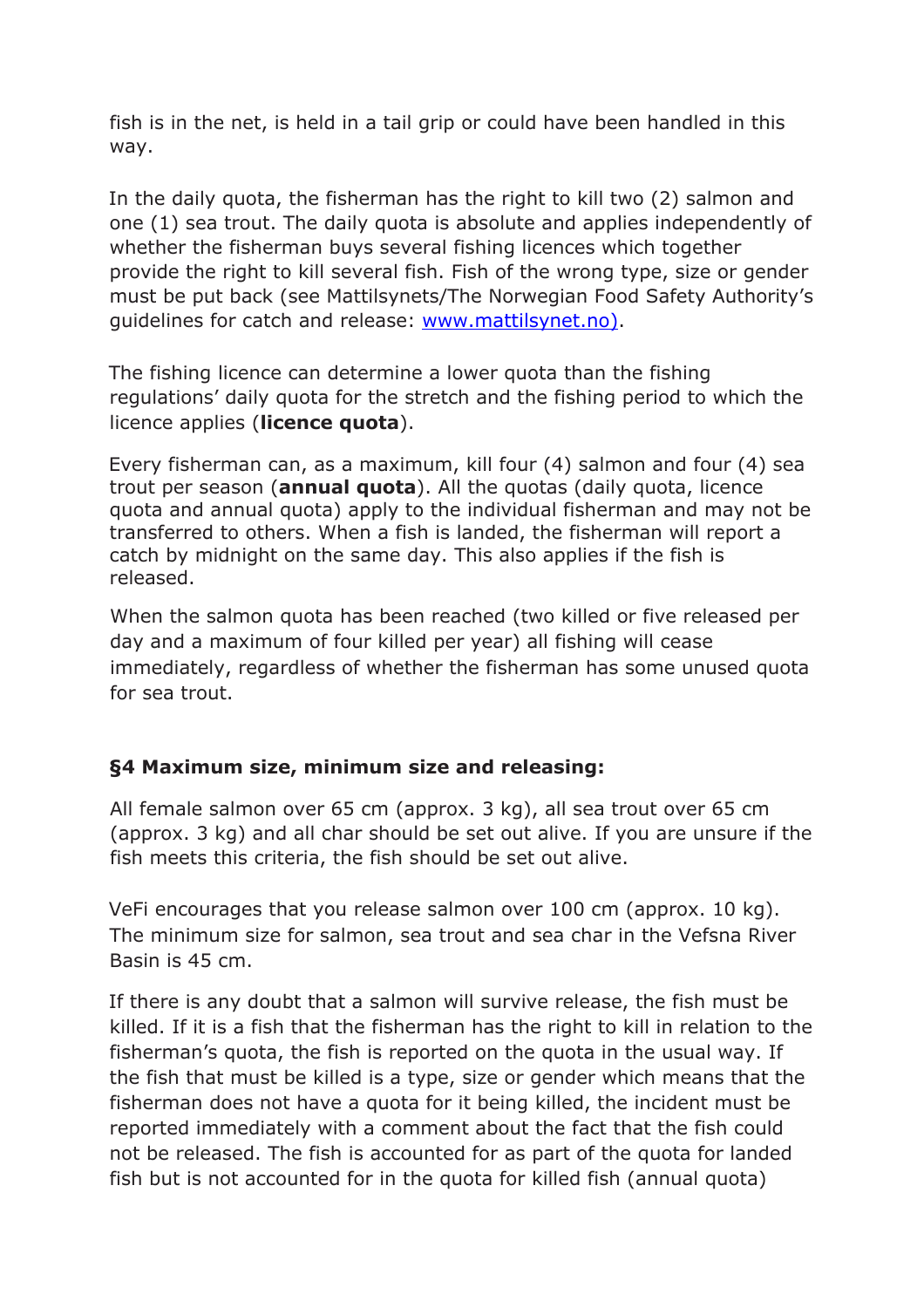fish is in the net, is held in a tail grip or could have been handled in this way.

In the daily quota, the fisherman has the right to kill two (2) salmon and one (1) sea trout. The daily quota is absolute and applies independently of whether the fisherman buys several fishing licences which together provide the right to kill several fish. Fish of the wrong type, size or gender must be put back (see Mattilsynets/The Norwegian Food Safety Authority's guidelines for catch and release: [www.mattilsynet.no)](http://www.mattilsynet.no).

The fishing licence can determine a lower quota than the fishing regulations' daily quota for the stretch and the fishing period to which the licence applies (**licence quota**).

Every fisherman can, as a maximum, kill four (4) salmon and four (4) sea trout per season (**annual quota**). All the quotas (daily quota, licence quota and annual quota) apply to the individual fisherman and may not be transferred to others. When a fish is landed, the fisherman will report a catch by midnight on the same day. This also applies if the fish is released.

When the salmon quota has been reached (two killed or five released per day and a maximum of four killed per year) all fishing will cease immediately, regardless of whether the fisherman has some unused quota for sea trout.

### §4 Maximum size, minimum size and releasing:

All female salmon over 65 cm (approx. 3 kg), all sea trout over 65 cm (approx. 3 kg) and all char should be set out alive. If you are unsure if the fish meets this criteria, the fish should be set out alive.

VeFi encourages that you release salmon over 100 cm (approx. 10 kg). The minimum size for salmon, sea trout and sea char in the Vefsna River Basin is 45 cm.

If there is any doubt that a salmon will survive release, the fish must be killed. If it is a fish that the fisherman has the right to kill in relation to the fisherman's quota, the fish is reported on the quota in the usual way. If the fish that must be killed is a type, size or gender which means that the fisherman does not have a quota for it being killed, the incident must be reported immediately with a comment about the fact that the fish could not be released. The fish is accounted for as part of the quota for landed fish but is not accounted for in the quota for killed fish (annual quota)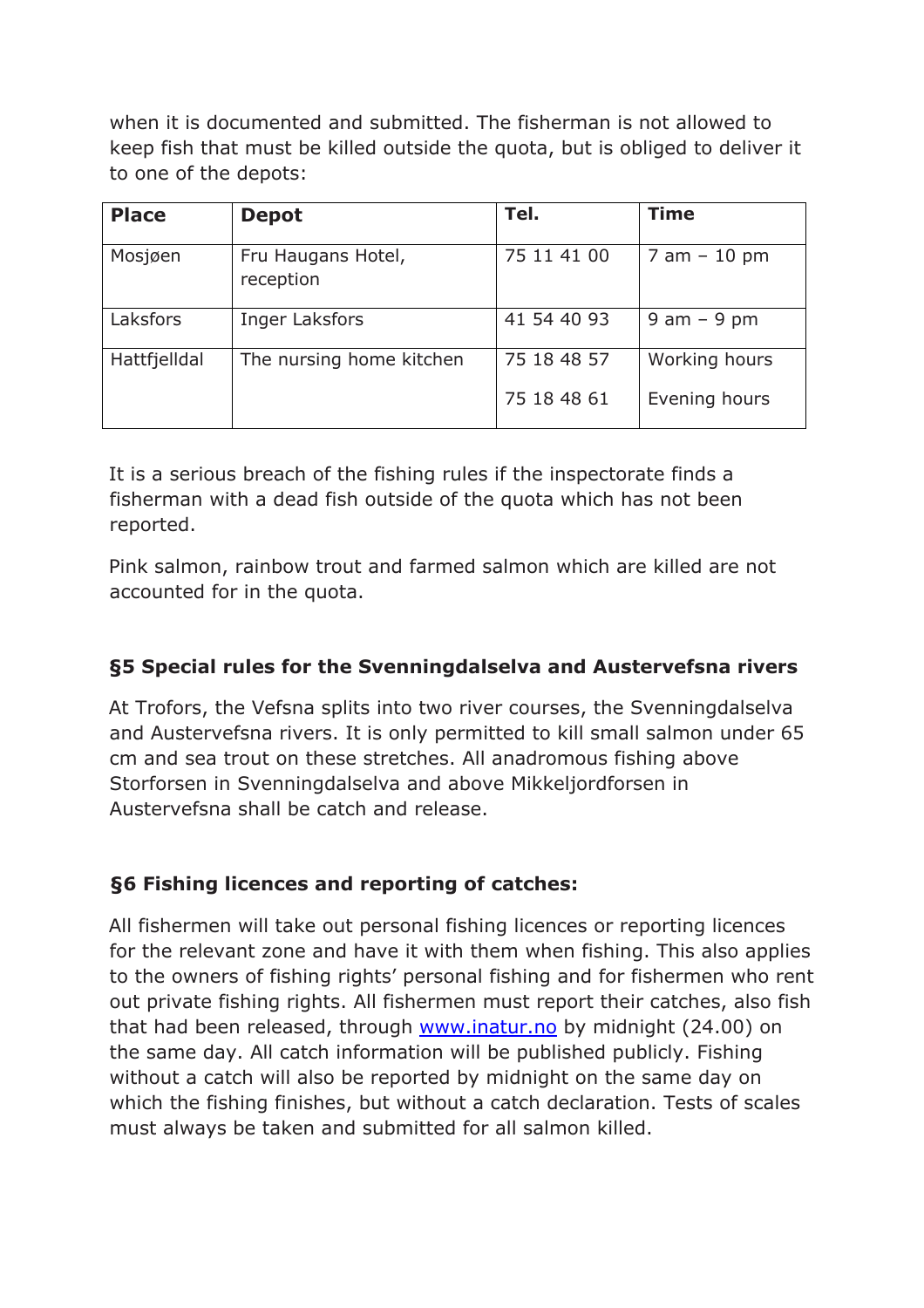when it is documented and submitted. The fisherman is not allowed to keep fish that must be killed outside the quota, but is obliged to deliver it to one of the depots:

| Place | Depot | Tel. | Time |
|---|---|---|---|
| Mosjøen | Fru Haugans Hotel, reception | 75 11 41 00 | 7 am – 10 pm |
| Laksfors | Inger Laksfors | 41 54 40 93 | 9 am – 9 pm |
| Hattfjelldal | The nursing home kitchen | 75 18 48 57<br>75 18 48 61 | Working hours<br>Evening hours |

It is a serious breach of the fishing rules if the inspectorate finds a fisherman with a dead fish outside of the quota which has not been reported.

Pink salmon, rainbow trout and farmed salmon which are killed are not accounted for in the quota.

### §5 Special rules for the Svenningdalselva and Austervefsna rivers

At Trofors, the Vefsna splits into two river courses, the Svenningdalselva and Austervefsna rivers. It is only permitted to kill small salmon under 65 cm and sea trout on these stretches. All anadromous fishing above Storforsen in Svenningdalselva and above Mikkeljordforsen in Austervefsna shall be catch and release.

### §6 Fishing licences and reporting of catches:

All fishermen will take out personal fishing licences or reporting licences for the relevant zone and have it with them when fishing. This also applies to the owners of fishing rights' personal fishing and for fishermen who rent out private fishing rights. All fishermen must report their catches, also fish that had been released, through [www.inatur.no](http://www.inatur.no) by midnight (24.00) on the same day. All catch information will be published publicly. Fishing without a catch will also be reported by midnight on the same day on which the fishing finishes, but without a catch declaration. Tests of scales must always be taken and submitted for all salmon killed.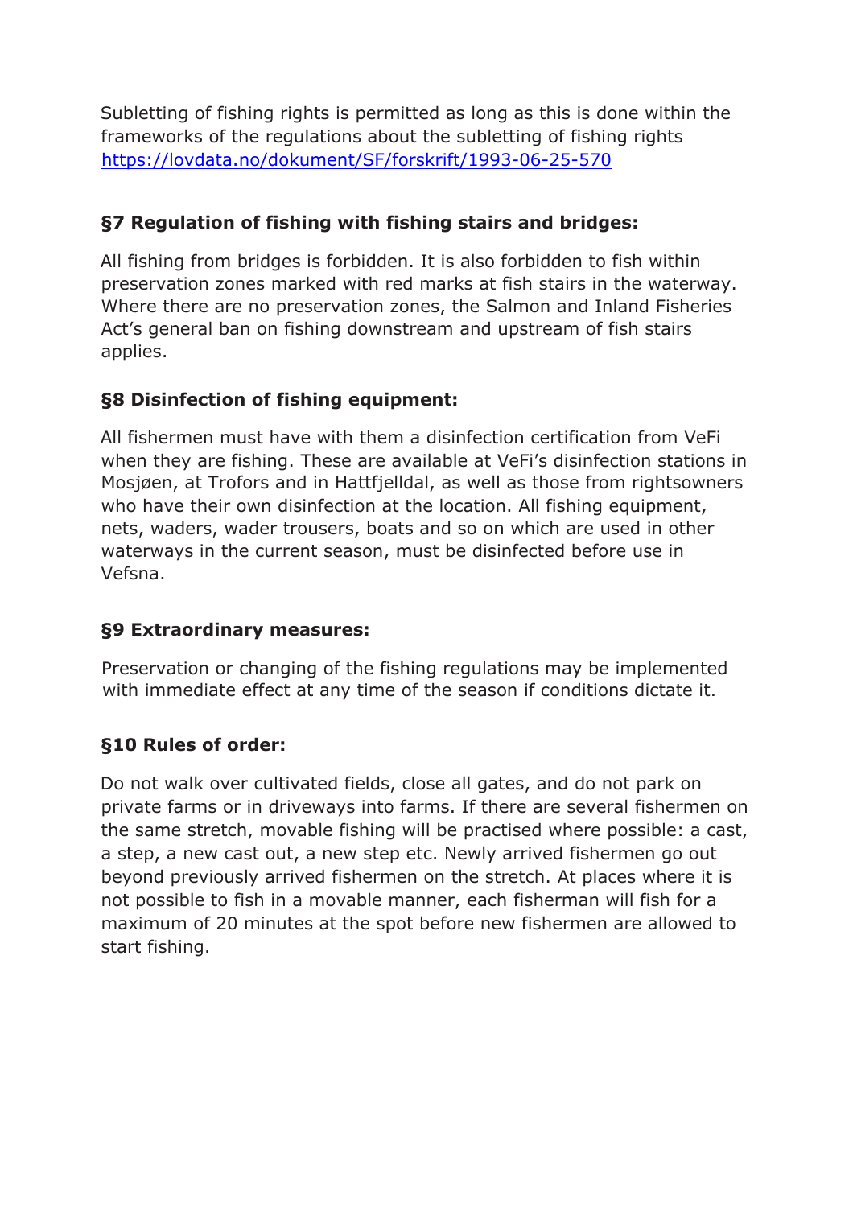Subletting of fishing rights is permitted as long as this is done within the frameworks of the regulations about the subletting of fishing rights https://lovdata.no/dokument/SF/forskrift/1993-06-25-570

## §7 Regulation of fishing with fishing stairs and bridges:

All fishing from bridges is forbidden. It is also forbidden to fish within preservation zones marked with red marks at fish stairs in the waterway. Where there are no preservation zones, the Salmon and Inland Fisheries Act's general ban on fishing downstream and upstream of fish stairs applies.

## §8 Disinfection of fishing equipment:

All fishermen must have with them a disinfection certification from VeFi when they are fishing. These are available at VeFi's disinfection stations in Mosjøen, at Trofors and in Hattfjelldal, as well as those from rightsowners who have their own disinfection at the location. All fishing equipment, nets, waders, wader trousers, boats and so on which are used in other waterways in the current season, must be disinfected before use in Vefsna.

## §9 Extraordinary measures:

Preservation or changing of the fishing regulations may be implemented with immediate effect at any time of the season if conditions dictate it.

## §10 Rules of order:

Do not walk over cultivated fields, close all gates, and do not park on private farms or in driveways into farms. If there are several fishermen on the same stretch, movable fishing will be practised where possible: a cast, a step, a new cast out, a new step etc. Newly arrived fishermen go out beyond previously arrived fishermen on the stretch. At places where it is not possible to fish in a movable manner, each fisherman will fish for a maximum of 20 minutes at the spot before new fishermen are allowed to start fishing.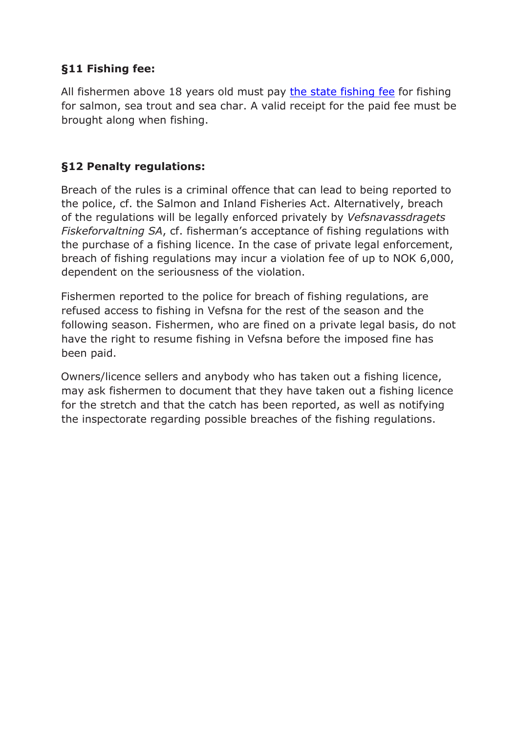**§11 Fishing fee:**

All fishermen above 18 years old must pay the state fishing fee for fishing for salmon, sea trout and sea char. A valid receipt for the paid fee must be brought along when fishing.

**§12 Penalty regulations:**

Breach of the rules is a criminal offence that can lead to being reported to the police, cf. the Salmon and Inland Fisheries Act. Alternatively, breach of the regulations will be legally enforced privately by *Vefsnavassdragets Fiskeforvaltning SA*, cf. fisherman's acceptance of fishing regulations with the purchase of a fishing licence. In the case of private legal enforcement, breach of fishing regulations may incur a violation fee of up to NOK 6,000, dependent on the seriousness of the violation.

Fishermen reported to the police for breach of fishing regulations, are refused access to fishing in Vefsna for the rest of the season and the following season. Fishermen, who are fined on a private legal basis, do not have the right to resume fishing in Vefsna before the imposed fine has been paid.

Owners/licence sellers and anybody who has taken out a fishing licence, may ask fishermen to document that they have taken out a fishing licence for the stretch and that the catch has been reported, as well as notifying the inspectorate regarding possible breaches of the fishing regulations.